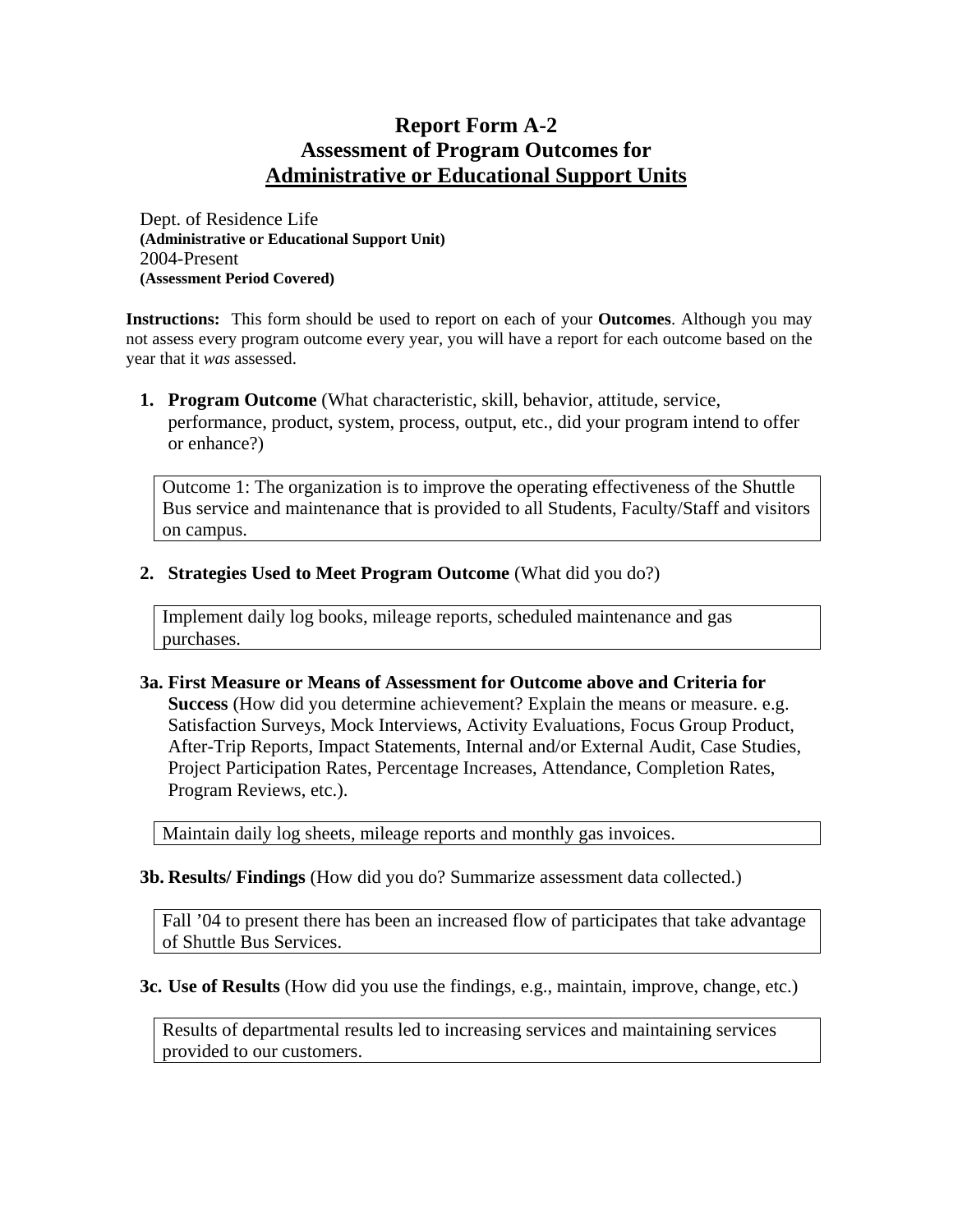# Report Form A-2
# Assessment of Program Outcomes for
# Administrative or Educational Support Units

Dept. of Residence Life
**(Administrative or Educational Support Unit)**
2004-Present
**(Assessment Period Covered)**

**Instructions:** This form should be used to report on each of your **Outcomes**. Although you may not assess every program outcome every year, you will have a report for each outcome based on the year that it *was* assessed.

1. **Program Outcome** (What characteristic, skill, behavior, attitude, service, performance, product, system, process, output, etc., did your program intend to offer or enhance?)

> Outcome 1: The organization is to improve the operating effectiveness of the Shuttle Bus service and maintenance that is provided to all Students, Faculty/Staff and visitors on campus.

2. **Strategies Used to Meet Program Outcome** (What did you do?)

> Implement daily log books, mileage reports, scheduled maintenance and gas purchases.

**3a. First Measure or Means of Assessment for Outcome above and Criteria for Success** (How did you determine achievement? Explain the means or measure. e.g. Satisfaction Surveys, Mock Interviews, Activity Evaluations, Focus Group Product, After-Trip Reports, Impact Statements, Internal and/or External Audit, Case Studies, Project Participation Rates, Percentage Increases, Attendance, Completion Rates, Program Reviews, etc.).

> Maintain daily log sheets, mileage reports and monthly gas invoices.

**3b. Results/ Findings** (How did you do? Summarize assessment data collected.)

> Fall '04 to present there has been an increased flow of participates that take advantage of Shuttle Bus Services.

**3c. Use of Results** (How did you use the findings, e.g., maintain, improve, change, etc.)

> Results of departmental results led to increasing services and maintaining services provided to our customers.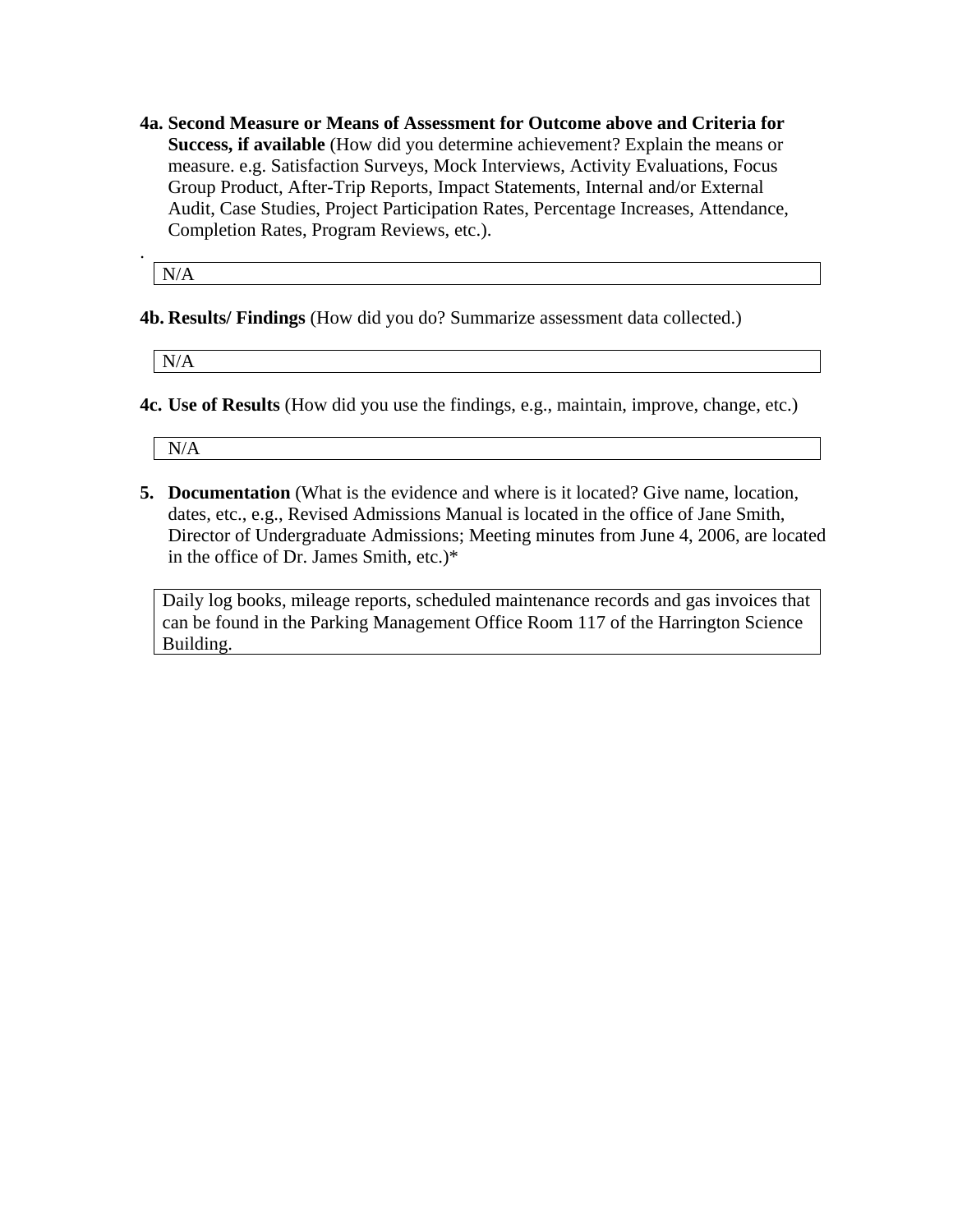**4a. Second Measure or Means of Assessment for Outcome above and Criteria for Success, if available** (How did you determine achievement? Explain the means or measure. e.g. Satisfaction Surveys, Mock Interviews, Activity Evaluations, Focus Group Product, After-Trip Reports, Impact Statements, Internal and/or External Audit, Case Studies, Project Participation Rates, Percentage Increases, Attendance, Completion Rates, Program Reviews, etc.).

.

N/A

**4b. Results/ Findings** (How did you do? Summarize assessment data collected.)

N/A

**4c. Use of Results** (How did you use the findings, e.g., maintain, improve, change, etc.)

N/A

**5. Documentation** (What is the evidence and where is it located? Give name, location, dates, etc., e.g., Revised Admissions Manual is located in the office of Jane Smith, Director of Undergraduate Admissions; Meeting minutes from June 4, 2006, are located in the office of Dr. James Smith, etc.)*

Daily log books, mileage reports, scheduled maintenance records and gas invoices that can be found in the Parking Management Office Room 117 of the Harrington Science Building.